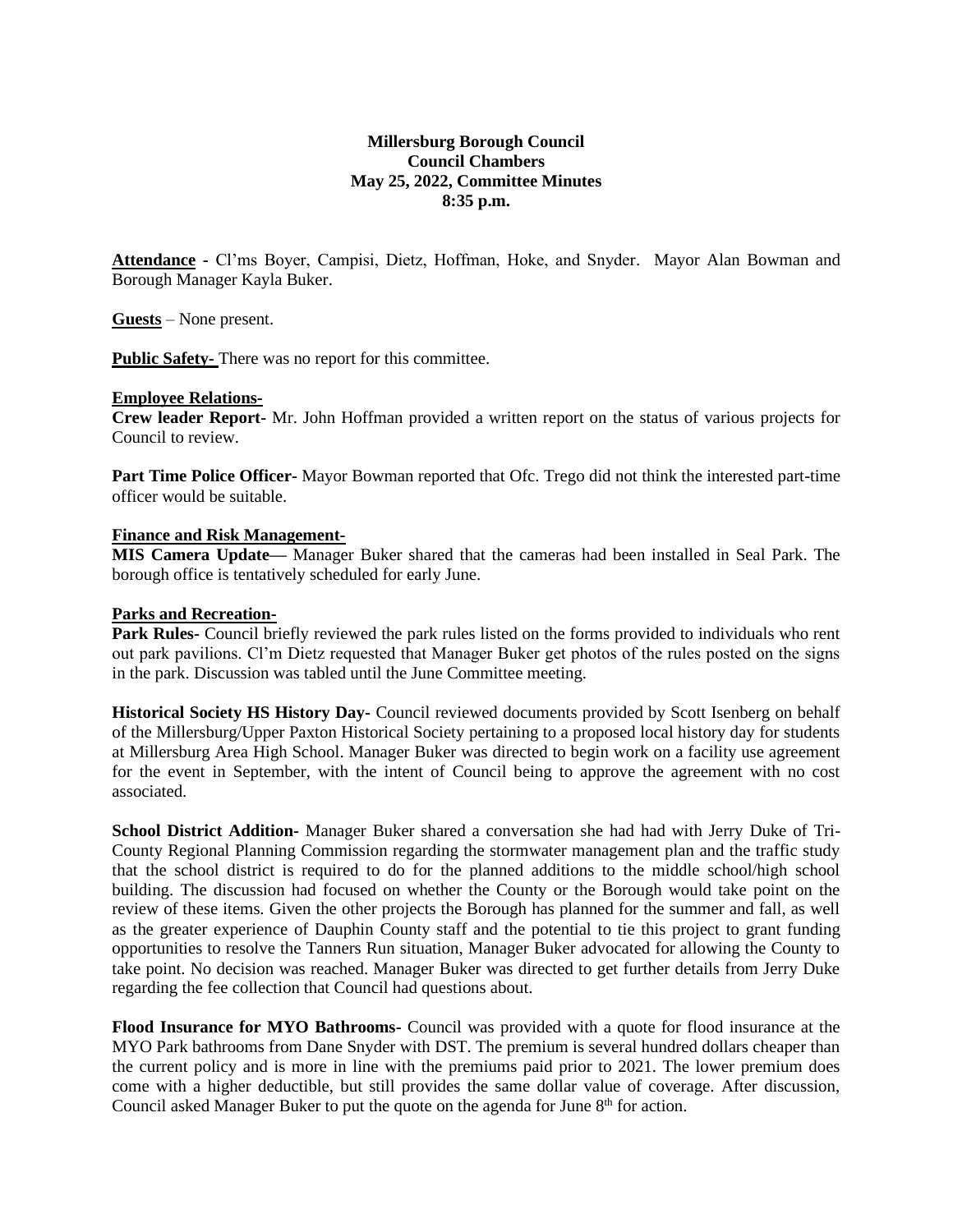**Millersburg Borough Council**
**Council Chambers**
**May 25, 2022, Committee Minutes**
**8:35 p.m.**

**Attendance** - Cl'ms Boyer, Campisi, Dietz, Hoffman, Hoke, and Snyder. Mayor Alan Bowman and Borough Manager Kayla Buker.

**Guests** – None present.

**Public Safety-** There was no report for this committee.

**Employee Relations-**

**Crew leader Report-** Mr. John Hoffman provided a written report on the status of various projects for Council to review.

**Part Time Police Officer-** Mayor Bowman reported that Ofc. Trego did not think the interested part-time officer would be suitable.

**Finance and Risk Management-**

**MIS Camera Update—** Manager Buker shared that the cameras had been installed in Seal Park. The borough office is tentatively scheduled for early June.

**Parks and Recreation-**

**Park Rules-** Council briefly reviewed the park rules listed on the forms provided to individuals who rent out park pavilions. Cl'm Dietz requested that Manager Buker get photos of the rules posted on the signs in the park. Discussion was tabled until the June Committee meeting.

**Historical Society HS History Day-** Council reviewed documents provided by Scott Isenberg on behalf of the Millersburg/Upper Paxton Historical Society pertaining to a proposed local history day for students at Millersburg Area High School. Manager Buker was directed to begin work on a facility use agreement for the event in September, with the intent of Council being to approve the agreement with no cost associated.

**School District Addition-** Manager Buker shared a conversation she had had with Jerry Duke of Tri-County Regional Planning Commission regarding the stormwater management plan and the traffic study that the school district is required to do for the planned additions to the middle school/high school building. The discussion had focused on whether the County or the Borough would take point on the review of these items. Given the other projects the Borough has planned for the summer and fall, as well as the greater experience of Dauphin County staff and the potential to tie this project to grant funding opportunities to resolve the Tanners Run situation, Manager Buker advocated for allowing the County to take point. No decision was reached. Manager Buker was directed to get further details from Jerry Duke regarding the fee collection that Council had questions about.

**Flood Insurance for MYO Bathrooms-** Council was provided with a quote for flood insurance at the MYO Park bathrooms from Dane Snyder with DST. The premium is several hundred dollars cheaper than the current policy and is more in line with the premiums paid prior to 2021. The lower premium does come with a higher deductible, but still provides the same dollar value of coverage. After discussion, Council asked Manager Buker to put the quote on the agenda for June 8th for action.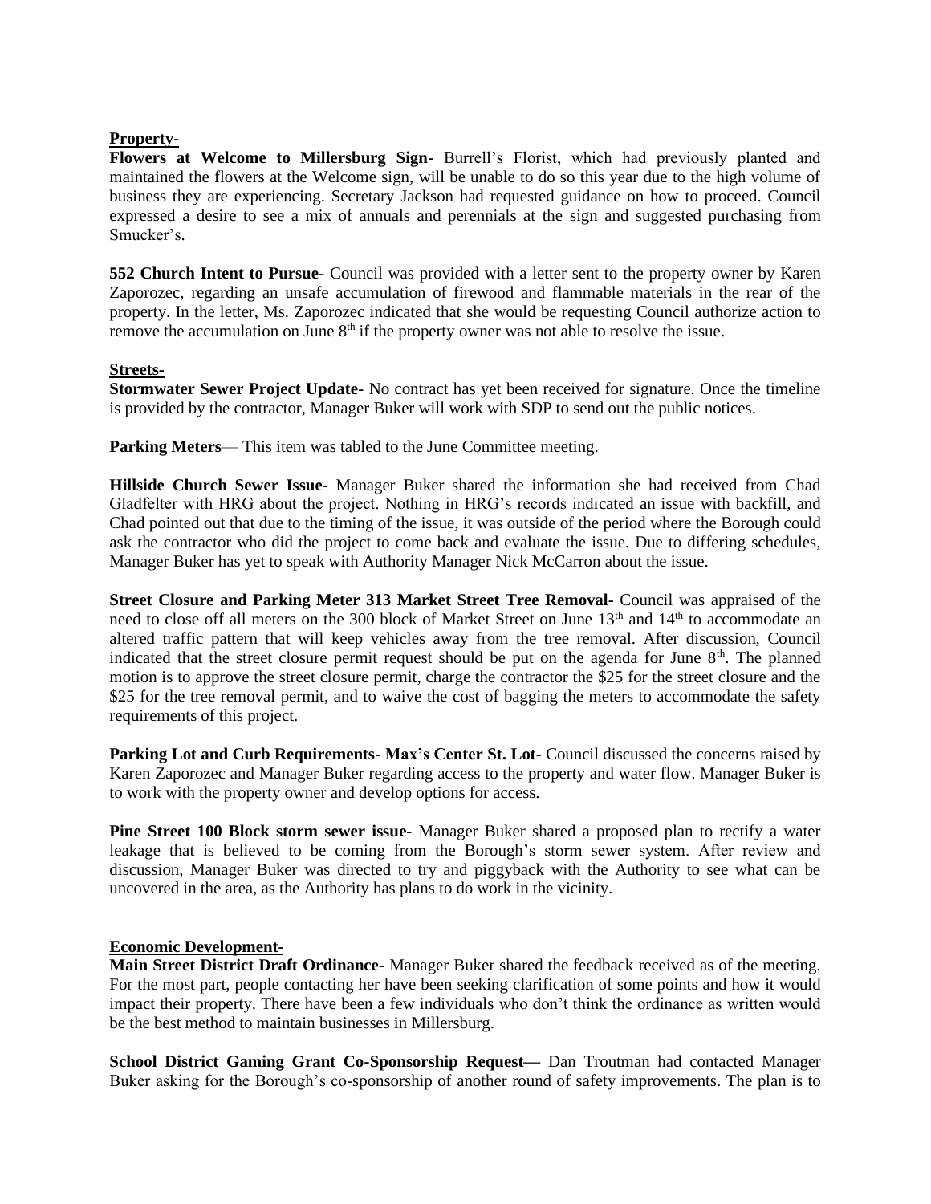**Property-**

**Flowers at Welcome to Millersburg Sign-** Burrell's Florist, which had previously planted and maintained the flowers at the Welcome sign, will be unable to do so this year due to the high volume of business they are experiencing. Secretary Jackson had requested guidance on how to proceed. Council expressed a desire to see a mix of annuals and perennials at the sign and suggested purchasing from Smucker's.

**552 Church Intent to Pursue-** Council was provided with a letter sent to the property owner by Karen Zaporozec, regarding an unsafe accumulation of firewood and flammable materials in the rear of the property. In the letter, Ms. Zaporozec indicated that she would be requesting Council authorize action to remove the accumulation on June 8th if the property owner was not able to resolve the issue.

**Streets-**

**Stormwater Sewer Project Update-** No contract has yet been received for signature. Once the timeline is provided by the contractor, Manager Buker will work with SDP to send out the public notices.

**Parking Meters**— This item was tabled to the June Committee meeting.

**Hillside Church Sewer Issue-** Manager Buker shared the information she had received from Chad Gladfelter with HRG about the project. Nothing in HRG's records indicated an issue with backfill, and Chad pointed out that due to the timing of the issue, it was outside of the period where the Borough could ask the contractor who did the project to come back and evaluate the issue. Due to differing schedules, Manager Buker has yet to speak with Authority Manager Nick McCarron about the issue.

**Street Closure and Parking Meter 313 Market Street Tree Removal-** Council was appraised of the need to close off all meters on the 300 block of Market Street on June 13th and 14th to accommodate an altered traffic pattern that will keep vehicles away from the tree removal. After discussion, Council indicated that the street closure permit request should be put on the agenda for June 8th. The planned motion is to approve the street closure permit, charge the contractor the $25 for the street closure and the $25 for the tree removal permit, and to waive the cost of bagging the meters to accommodate the safety requirements of this project.

**Parking Lot and Curb Requirements- Max's Center St. Lot-** Council discussed the concerns raised by Karen Zaporozec and Manager Buker regarding access to the property and water flow. Manager Buker is to work with the property owner and develop options for access.

**Pine Street 100 Block storm sewer issue-** Manager Buker shared a proposed plan to rectify a water leakage that is believed to be coming from the Borough's storm sewer system. After review and discussion, Manager Buker was directed to try and piggyback with the Authority to see what can be uncovered in the area, as the Authority has plans to do work in the vicinity.

**Economic Development-**

**Main Street District Draft Ordinance-** Manager Buker shared the feedback received as of the meeting. For the most part, people contacting her have been seeking clarification of some points and how it would impact their property. There have been a few individuals who don't think the ordinance as written would be the best method to maintain businesses in Millersburg.

**School District Gaming Grant Co-Sponsorship Request—** Dan Troutman had contacted Manager Buker asking for the Borough's co-sponsorship of another round of safety improvements. The plan is to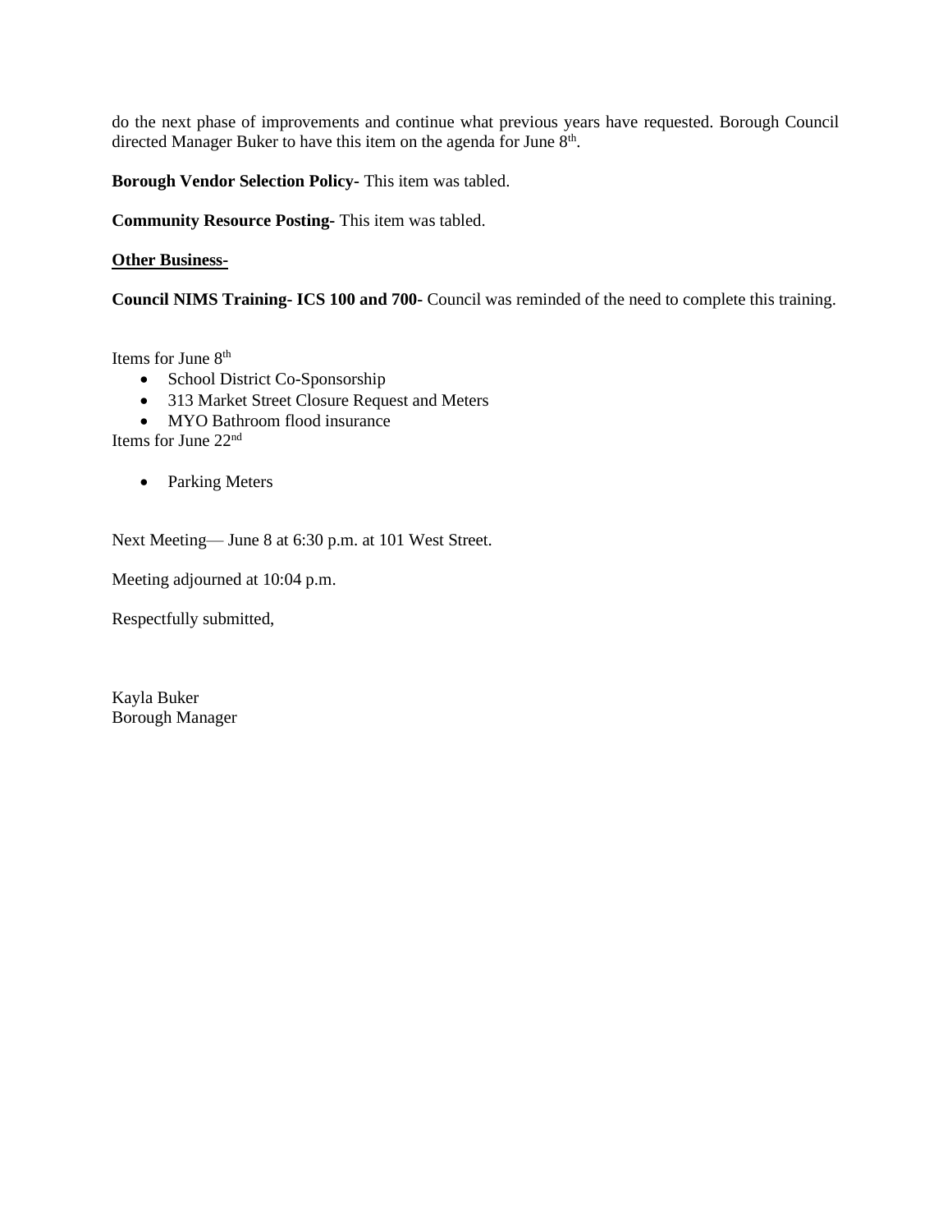do the next phase of improvements and continue what previous years have requested. Borough Council directed Manager Buker to have this item on the agenda for June 8th.

**Borough Vendor Selection Policy-** This item was tabled.

**Community Resource Posting-** This item was tabled.

**Other Business-**

**Council NIMS Training- ICS 100 and 700-** Council was reminded of the need to complete this training.

Items for June 8th

- School District Co-Sponsorship
- 313 Market Street Closure Request and Meters
- MYO Bathroom flood insurance

Items for June 22nd

- Parking Meters

Next Meeting— June 8 at 6:30 p.m. at 101 West Street.

Meeting adjourned at 10:04 p.m.

Respectfully submitted,

Kayla Buker
Borough Manager